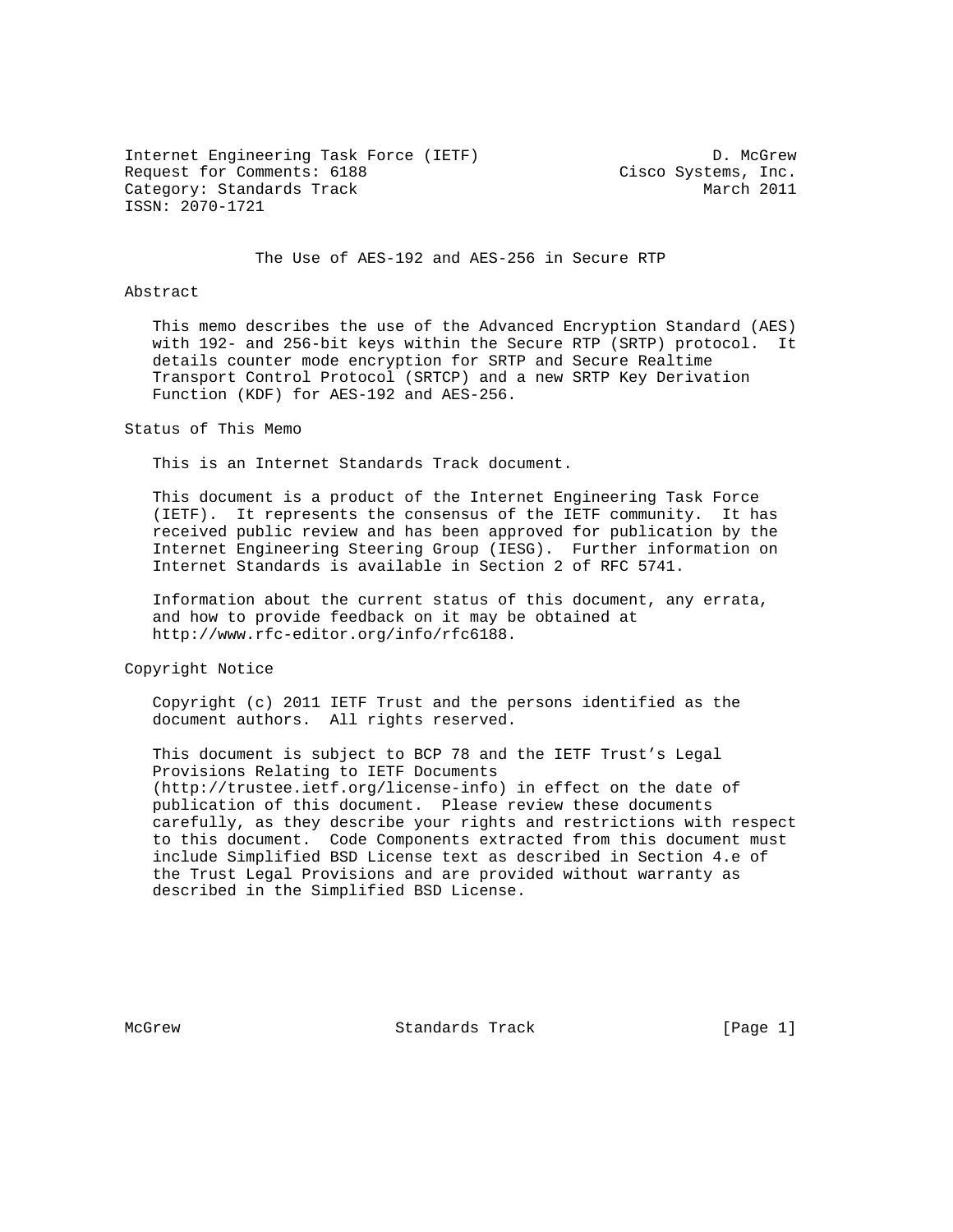Internet Engineering Task Force (IETF) D. McGrew
Request for Comments: 6188 Cisco Systems, Inc.
Category: Standards Track March 2011
ISSN: 2070-1721

# The Use of AES-192 and AES-256 in Secure RTP

## Abstract

This memo describes the use of the Advanced Encryption Standard (AES) with 192- and 256-bit keys within the Secure RTP (SRTP) protocol. It details counter mode encryption for SRTP and Secure Realtime Transport Control Protocol (SRTCP) and a new SRTP Key Derivation Function (KDF) for AES-192 and AES-256.

## Status of This Memo

This is an Internet Standards Track document.

This document is a product of the Internet Engineering Task Force (IETF). It represents the consensus of the IETF community. It has received public review and has been approved for publication by the Internet Engineering Steering Group (IESG). Further information on Internet Standards is available in Section 2 of RFC 5741.

Information about the current status of this document, any errata, and how to provide feedback on it may be obtained at http://www.rfc-editor.org/info/rfc6188.

## Copyright Notice

Copyright (c) 2011 IETF Trust and the persons identified as the document authors. All rights reserved.

This document is subject to BCP 78 and the IETF Trust's Legal Provisions Relating to IETF Documents (http://trustee.ietf.org/license-info) in effect on the date of publication of this document. Please review these documents carefully, as they describe your rights and restrictions with respect to this document. Code Components extracted from this document must include Simplified BSD License text as described in Section 4.e of the Trust Legal Provisions and are provided without warranty as described in the Simplified BSD License.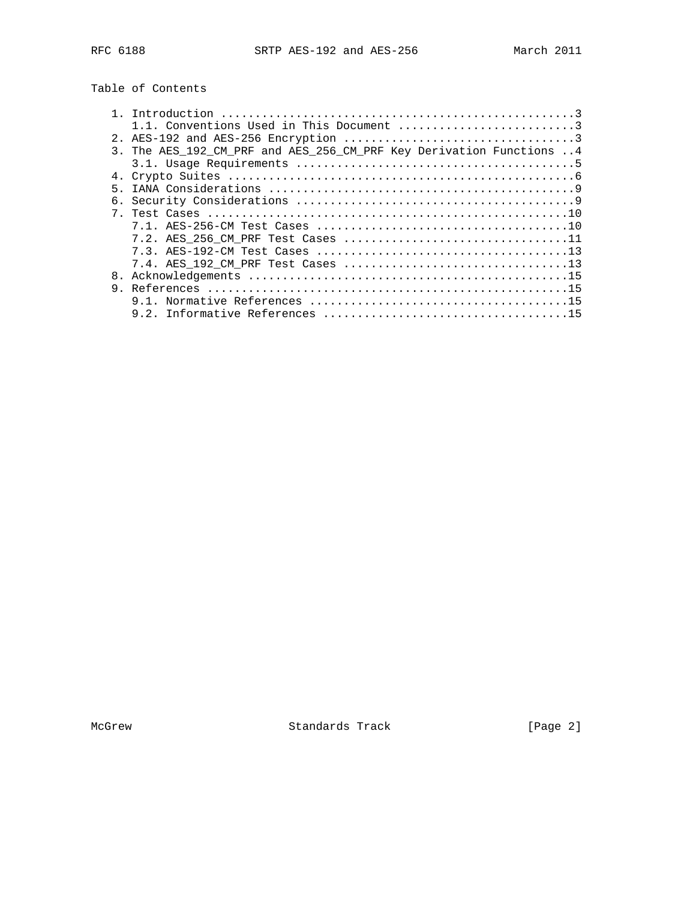## Table of Contents

```
   1. Introduction ....................................................3
      1.1. Conventions Used in This Document ..........................3
   2. AES-192 and AES-256 Encryption ..................................3
   3. The AES_192_CM_PRF and AES_256_CM_PRF Key Derivation Functions ..4
      3.1. Usage Requirements .........................................5
   4. Crypto Suites ...................................................6
   5. IANA Considerations .............................................9
   6. Security Considerations .........................................9
   7. Test Cases .....................................................10
      7.1. AES-256-CM Test Cases .....................................10
      7.2. AES_256_CM_PRF Test Cases .................................11
      7.3. AES-192-CM Test Cases .....................................13
      7.4. AES_192_CM_PRF Test Cases .................................13
   8. Acknowledgements ...............................................15
   9. References .....................................................15
      9.1. Normative References ......................................15
      9.2. Informative References ....................................15
```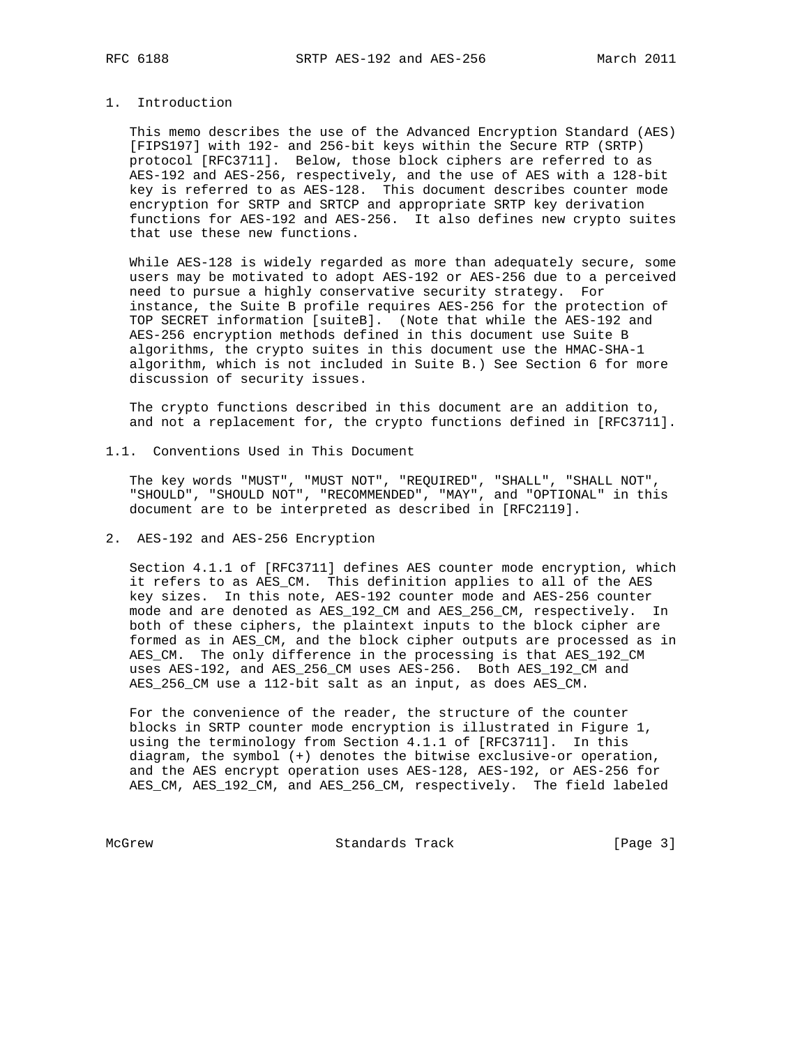# 1. Introduction

This memo describes the use of the Advanced Encryption Standard (AES) [FIPS197] with 192- and 256-bit keys within the Secure RTP (SRTP) protocol [RFC3711]. Below, those block ciphers are referred to as AES-192 and AES-256, respectively, and the use of AES with a 128-bit key is referred to as AES-128. This document describes counter mode encryption for SRTP and SRTCP and appropriate SRTP key derivation functions for AES-192 and AES-256. It also defines new crypto suites that use these new functions.

While AES-128 is widely regarded as more than adequately secure, some users may be motivated to adopt AES-192 or AES-256 due to a perceived need to pursue a highly conservative security strategy. For instance, the Suite B profile requires AES-256 for the protection of TOP SECRET information [suiteB]. (Note that while the AES-192 and AES-256 encryption methods defined in this document use Suite B algorithms, the crypto suites in this document use the HMAC-SHA-1 algorithm, which is not included in Suite B.) See Section 6 for more discussion of security issues.

The crypto functions described in this document are an addition to, and not a replacement for, the crypto functions defined in [RFC3711].

## 1.1. Conventions Used in This Document

The key words "MUST", "MUST NOT", "REQUIRED", "SHALL", "SHALL NOT", "SHOULD", "SHOULD NOT", "RECOMMENDED", "MAY", and "OPTIONAL" in this document are to be interpreted as described in [RFC2119].

# 2. AES-192 and AES-256 Encryption

Section 4.1.1 of [RFC3711] defines AES counter mode encryption, which it refers to as AES_CM. This definition applies to all of the AES key sizes. In this note, AES-192 counter mode and AES-256 counter mode and are denoted as AES_192_CM and AES_256_CM, respectively. In both of these ciphers, the plaintext inputs to the block cipher are formed as in AES_CM, and the block cipher outputs are processed as in AES_CM. The only difference in the processing is that AES_192_CM uses AES-192, and AES_256_CM uses AES-256. Both AES_192_CM and AES_256_CM use a 112-bit salt as an input, as does AES_CM.

For the convenience of the reader, the structure of the counter blocks in SRTP counter mode encryption is illustrated in Figure 1, using the terminology from Section 4.1.1 of [RFC3711]. In this diagram, the symbol (+) denotes the bitwise exclusive-or operation, and the AES encrypt operation uses AES-128, AES-192, or AES-256 for AES_CM, AES_192_CM, and AES_256_CM, respectively. The field labeled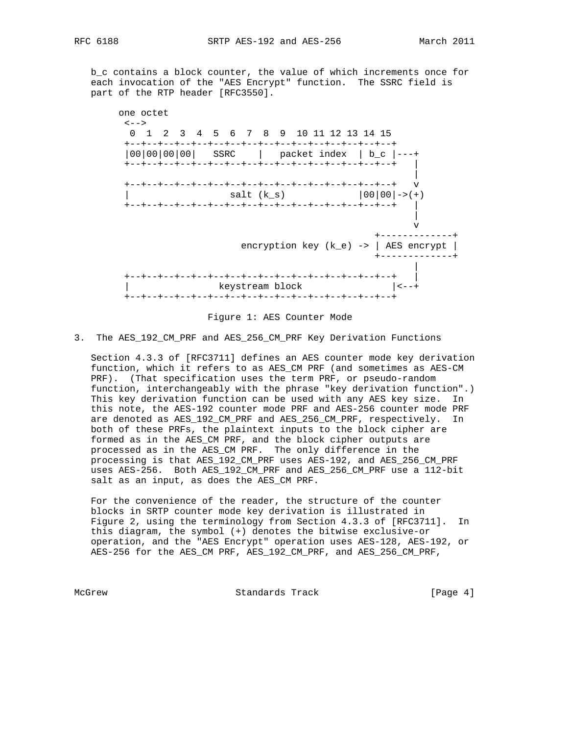b_c contains a block counter, the value of which increments once for each invocation of the "AES Encrypt" function. The SSRC field is part of the RTP header [RFC3550].

```
     one octet
      <-->
       0  1  2  3  4  5  6  7  8  9  10 11 12 13 14 15
      +--+--+--+--+--+--+--+--+--+--+--+--+--+--+--+--+
      |00|00|00|00|   SSRC    |   packet index  | b_c |---+
      +--+--+--+--+--+--+--+--+--+--+--+--+--+--+--+--+   |
                                                          |
      +--+--+--+--+--+--+--+--+--+--+--+--+--+--+--+--+   v
      |                  salt (k_s)             |00|00|->(+)
      +--+--+--+--+--+--+--+--+--+--+--+--+--+--+--+--+   |
                                                          |
                                                          v
                                                   +-------------+
                             encryption key (k_e) -> | AES encrypt |
                                                   +-------------+
                                                          |
      +--+--+--+--+--+--+--+--+--+--+--+--+--+--+--+--+   |
      |               keystream block                 |<--+
      +--+--+--+--+--+--+--+--+--+--+--+--+--+--+--+--+
```

Figure 1: AES Counter Mode

## 3. The AES_192_CM_PRF and AES_256_CM_PRF Key Derivation Functions

Section 4.3.3 of [RFC3711] defines an AES counter mode key derivation function, which it refers to as AES_CM PRF (and sometimes as AES-CM PRF). (That specification uses the term PRF, or pseudo-random function, interchangeably with the phrase "key derivation function".) This key derivation function can be used with any AES key size. In this note, the AES-192 counter mode PRF and AES-256 counter mode PRF are denoted as AES_192_CM_PRF and AES_256_CM_PRF, respectively. In both of these PRFs, the plaintext inputs to the block cipher are formed as in the AES_CM PRF, and the block cipher outputs are processed as in the AES_CM PRF. The only difference in the processing is that AES_192_CM_PRF uses AES-192, and AES_256_CM_PRF uses AES-256. Both AES_192_CM_PRF and AES_256_CM_PRF use a 112-bit salt as an input, as does the AES_CM PRF.

For the convenience of the reader, the structure of the counter blocks in SRTP counter mode key derivation is illustrated in Figure 2, using the terminology from Section 4.3.3 of [RFC3711]. In this diagram, the symbol (+) denotes the bitwise exclusive-or operation, and the "AES Encrypt" operation uses AES-128, AES-192, or AES-256 for the AES_CM PRF, AES_192_CM_PRF, and AES_256_CM_PRF,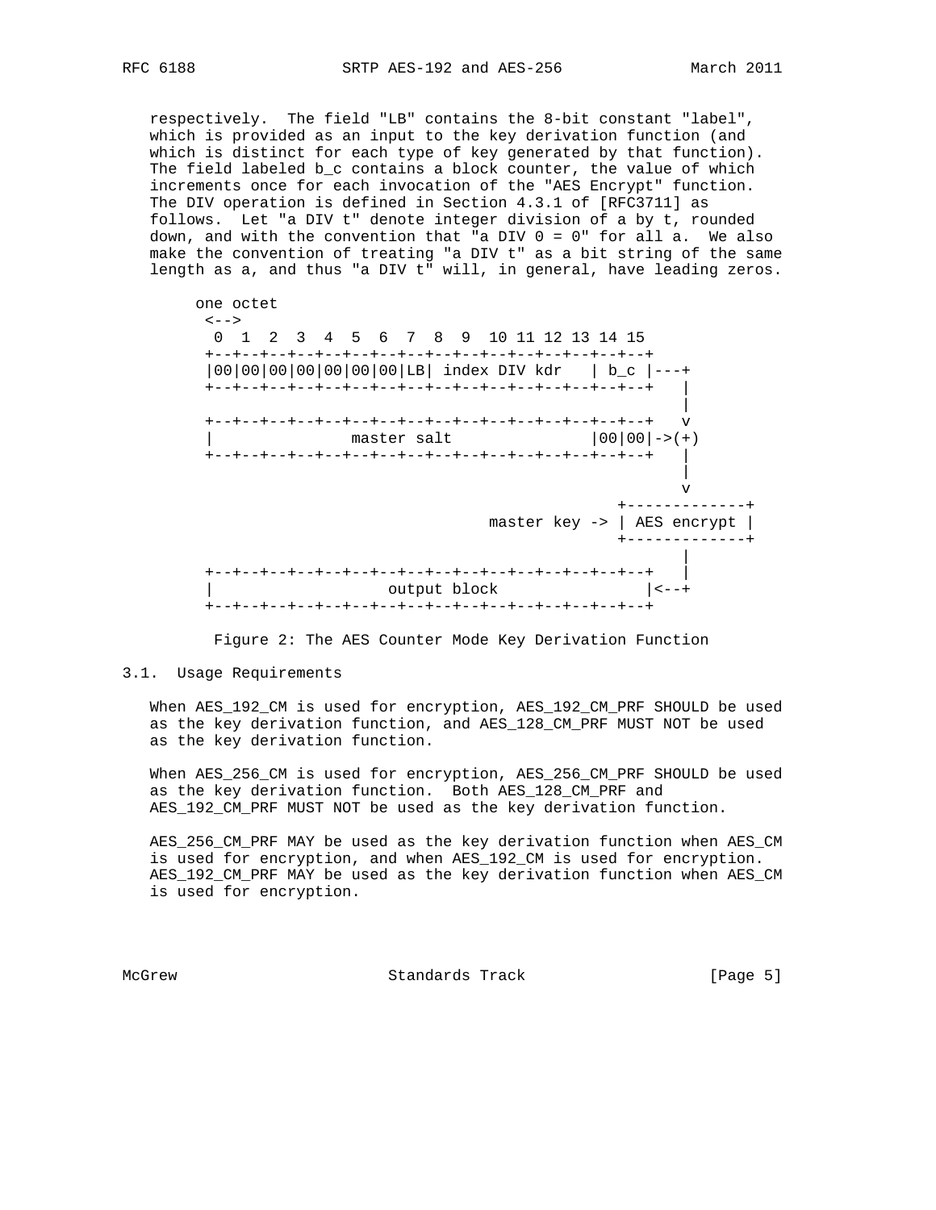respectively. The field "LB" contains the 8-bit constant "label", which is provided as an input to the key derivation function (and which is distinct for each type of key generated by that function). The field labeled b_c contains a block counter, the value of which increments once for each invocation of the "AES Encrypt" function. The DIV operation is defined in Section 4.3.1 of [RFC3711] as follows. Let "a DIV t" denote integer division of a by t, rounded down, and with the convention that "a DIV 0 = 0" for all a. We also make the convention of treating "a DIV t" as a bit string of the same length as a, and thus "a DIV t" will, in general, have leading zeros.

```
      one octet
       <-->
        0  1  2  3  4  5  6  7  8  9  10 11 12 13 14 15
       +--+--+--+--+--+--+--+--+--+--+--+--+--+--+--+--+
       |00|00|00|00|00|00|00|LB| index DIV kdr   | b_c |---+
       +--+--+--+--+--+--+--+--+--+--+--+--+--+--+--+--+   |
                                                           |
       +--+--+--+--+--+--+--+--+--+--+--+--+--+--+--+--+   v
       |               master salt               |00|00|->(+)
       +--+--+--+--+--+--+--+--+--+--+--+--+--+--+--+--+   |
                                                           |
                                                           v
                                                    +-------------+
                                     master key ->  | AES encrypt |
                                                    +-------------+
                                                           |
       +--+--+--+--+--+--+--+--+--+--+--+--+--+--+--+--+   |
       |                   output block                |<--+
       +--+--+--+--+--+--+--+--+--+--+--+--+--+--+--+--+
```

Figure 2: The AES Counter Mode Key Derivation Function

## 3.1. Usage Requirements

When AES_192_CM is used for encryption, AES_192_CM_PRF SHOULD be used as the key derivation function, and AES_128_CM_PRF MUST NOT be used as the key derivation function.

When AES_256_CM is used for encryption, AES_256_CM_PRF SHOULD be used as the key derivation function. Both AES_128_CM_PRF and AES_192_CM_PRF MUST NOT be used as the key derivation function.

AES_256_CM_PRF MAY be used as the key derivation function when AES_CM is used for encryption, and when AES_192_CM is used for encryption. AES_192_CM_PRF MAY be used as the key derivation function when AES_CM is used for encryption.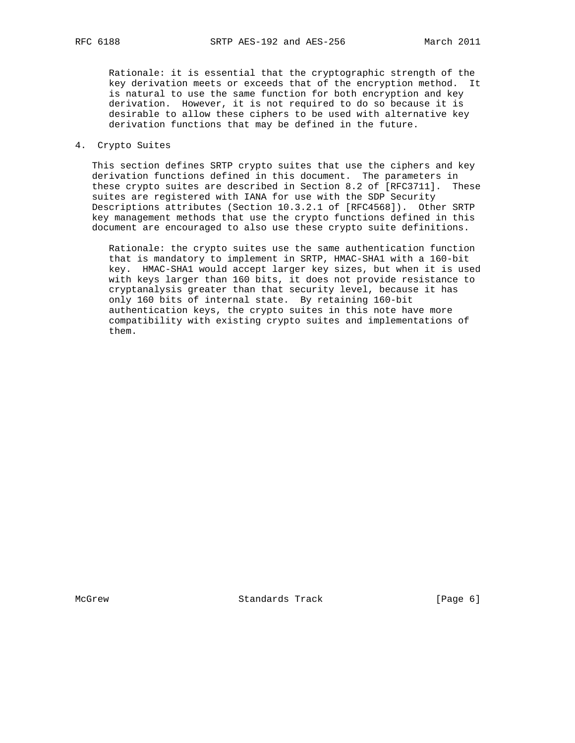Rationale: it is essential that the cryptographic strength of the key derivation meets or exceeds that of the encryption method. It is natural to use the same function for both encryption and key derivation. However, it is not required to do so because it is desirable to allow these ciphers to be used with alternative key derivation functions that may be defined in the future.

## 4. Crypto Suites

This section defines SRTP crypto suites that use the ciphers and key derivation functions defined in this document. The parameters in these crypto suites are described in Section 8.2 of [RFC3711]. These suites are registered with IANA for use with the SDP Security Descriptions attributes (Section 10.3.2.1 of [RFC4568]). Other SRTP key management methods that use the crypto functions defined in this document are encouraged to also use these crypto suite definitions.

Rationale: the crypto suites use the same authentication function that is mandatory to implement in SRTP, HMAC-SHA1 with a 160-bit key. HMAC-SHA1 would accept larger key sizes, but when it is used with keys larger than 160 bits, it does not provide resistance to cryptanalysis greater than that security level, because it has only 160 bits of internal state. By retaining 160-bit authentication keys, the crypto suites in this note have more compatibility with existing crypto suites and implementations of them.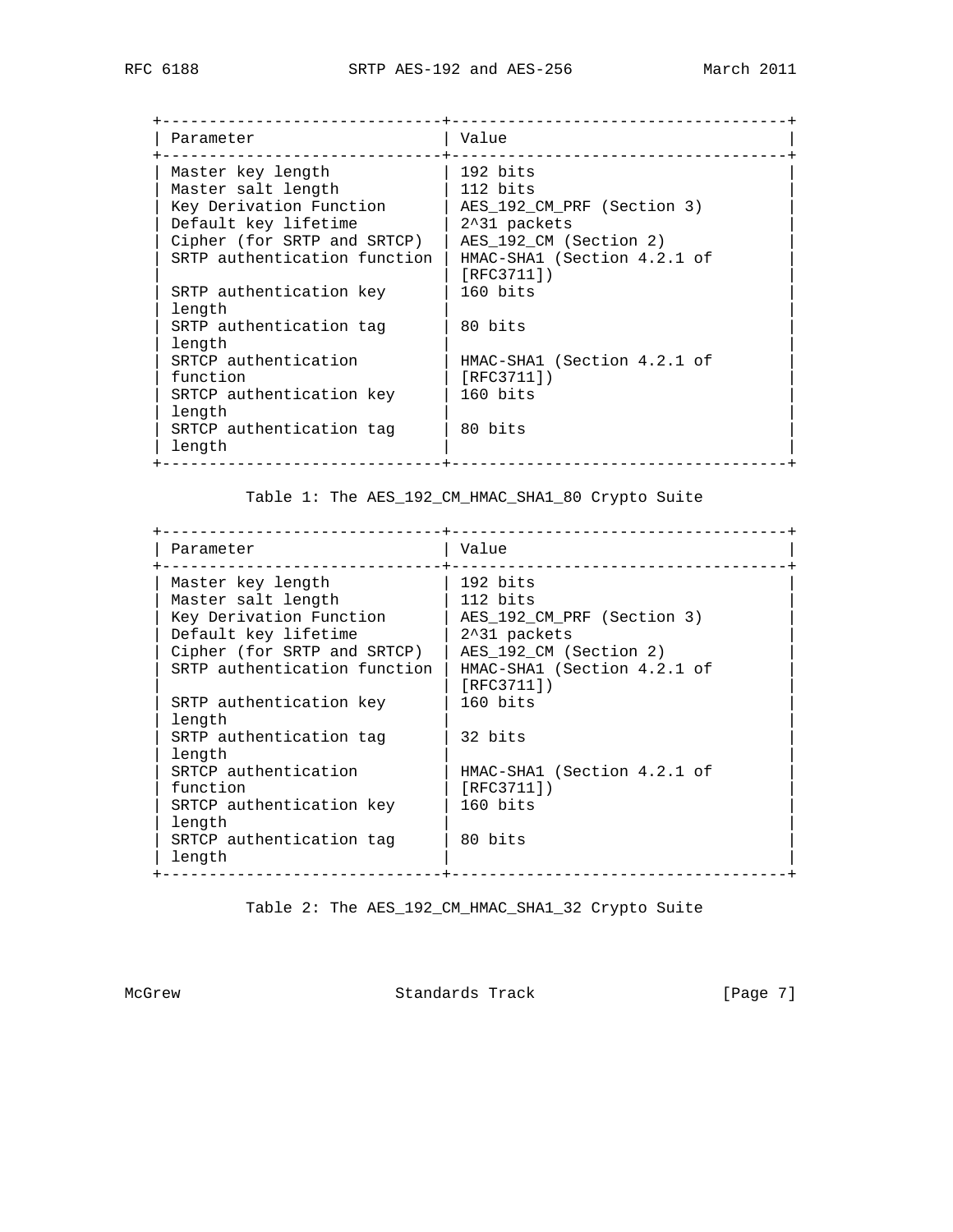| Parameter | Value |
|---|---|
| Master key length | 192 bits |
| Master salt length | 112 bits |
| Key Derivation Function | AES_192_CM_PRF (Section 3) |
| Default key lifetime | 2^31 packets |
| Cipher (for SRTP and SRTCP) | AES_192_CM (Section 2) |
| SRTP authentication function | HMAC-SHA1 (Section 4.2.1 of [RFC3711]) |
| SRTP authentication key length | 160 bits |
| SRTP authentication tag length | 80 bits |
| SRTCP authentication function | HMAC-SHA1 (Section 4.2.1 of [RFC3711]) |
| SRTCP authentication key length | 160 bits |
| SRTCP authentication tag length | 80 bits |

Table 1: The AES_192_CM_HMAC_SHA1_80 Crypto Suite

| Parameter | Value |
|---|---|
| Master key length | 192 bits |
| Master salt length | 112 bits |
| Key Derivation Function | AES_192_CM_PRF (Section 3) |
| Default key lifetime | 2^31 packets |
| Cipher (for SRTP and SRTCP) | AES_192_CM (Section 2) |
| SRTP authentication function | HMAC-SHA1 (Section 4.2.1 of [RFC3711]) |
| SRTP authentication key length | 160 bits |
| SRTP authentication tag length | 32 bits |
| SRTCP authentication function | HMAC-SHA1 (Section 4.2.1 of [RFC3711]) |
| SRTCP authentication key length | 160 bits |
| SRTCP authentication tag length | 80 bits |

Table 2: The AES_192_CM_HMAC_SHA1_32 Crypto Suite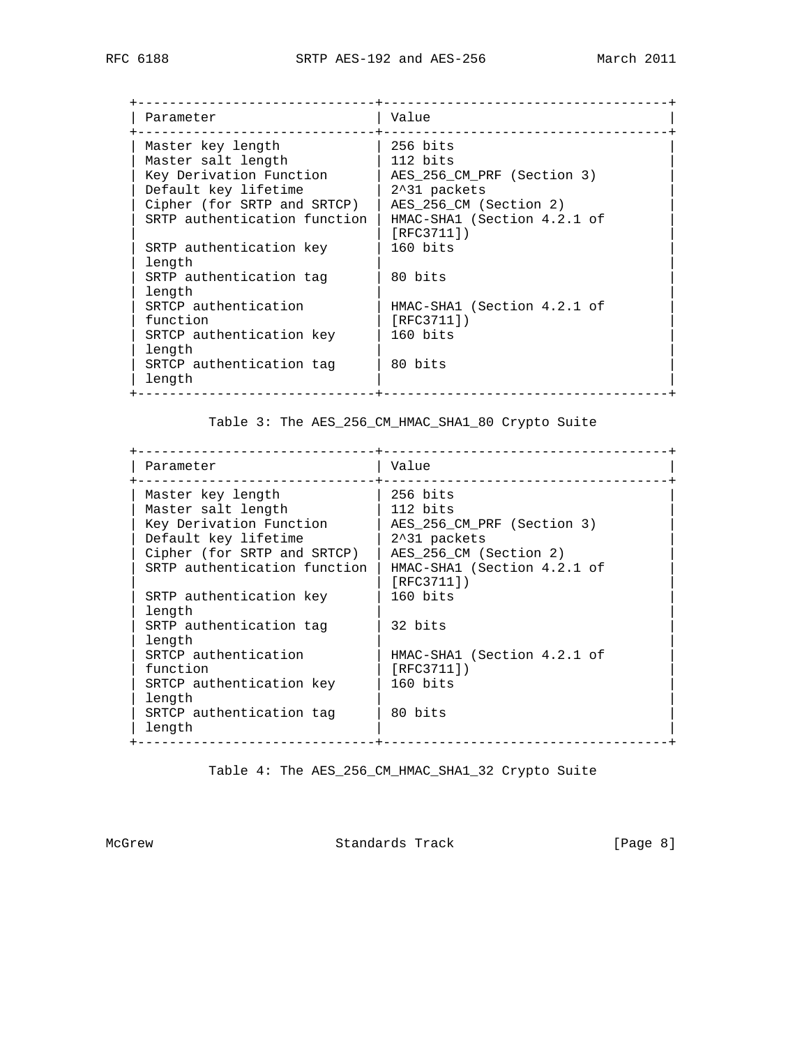| Parameter | Value |
|---|---|
| Master key length | 256 bits |
| Master salt length | 112 bits |
| Key Derivation Function | AES_256_CM_PRF (Section 3) |
| Default key lifetime | $2^{31}$ packets |
| Cipher (for SRTP and SRTCP) | AES_256_CM (Section 2) |
| SRTP authentication function | HMAC-SHA1 (Section 4.2.1 of [RFC3711]) |
| SRTP authentication key length | 160 bits |
| SRTP authentication tag length | 80 bits |
| SRTCP authentication function | HMAC-SHA1 (Section 4.2.1 of [RFC3711]) |
| SRTCP authentication key length | 160 bits |
| SRTCP authentication tag length | 80 bits |

Table 3: The AES_256_CM_HMAC_SHA1_80 Crypto Suite

| Parameter | Value |
|---|---|
| Master key length | 256 bits |
| Master salt length | 112 bits |
| Key Derivation Function | AES_256_CM_PRF (Section 3) |
| Default key lifetime | $2^{31}$ packets |
| Cipher (for SRTP and SRTCP) | AES_256_CM (Section 2) |
| SRTP authentication function | HMAC-SHA1 (Section 4.2.1 of [RFC3711]) |
| SRTP authentication key length | 160 bits |
| SRTP authentication tag length | 32 bits |
| SRTCP authentication function | HMAC-SHA1 (Section 4.2.1 of [RFC3711]) |
| SRTCP authentication key length | 160 bits |
| SRTCP authentication tag length | 80 bits |

Table 4: The AES_256_CM_HMAC_SHA1_32 Crypto Suite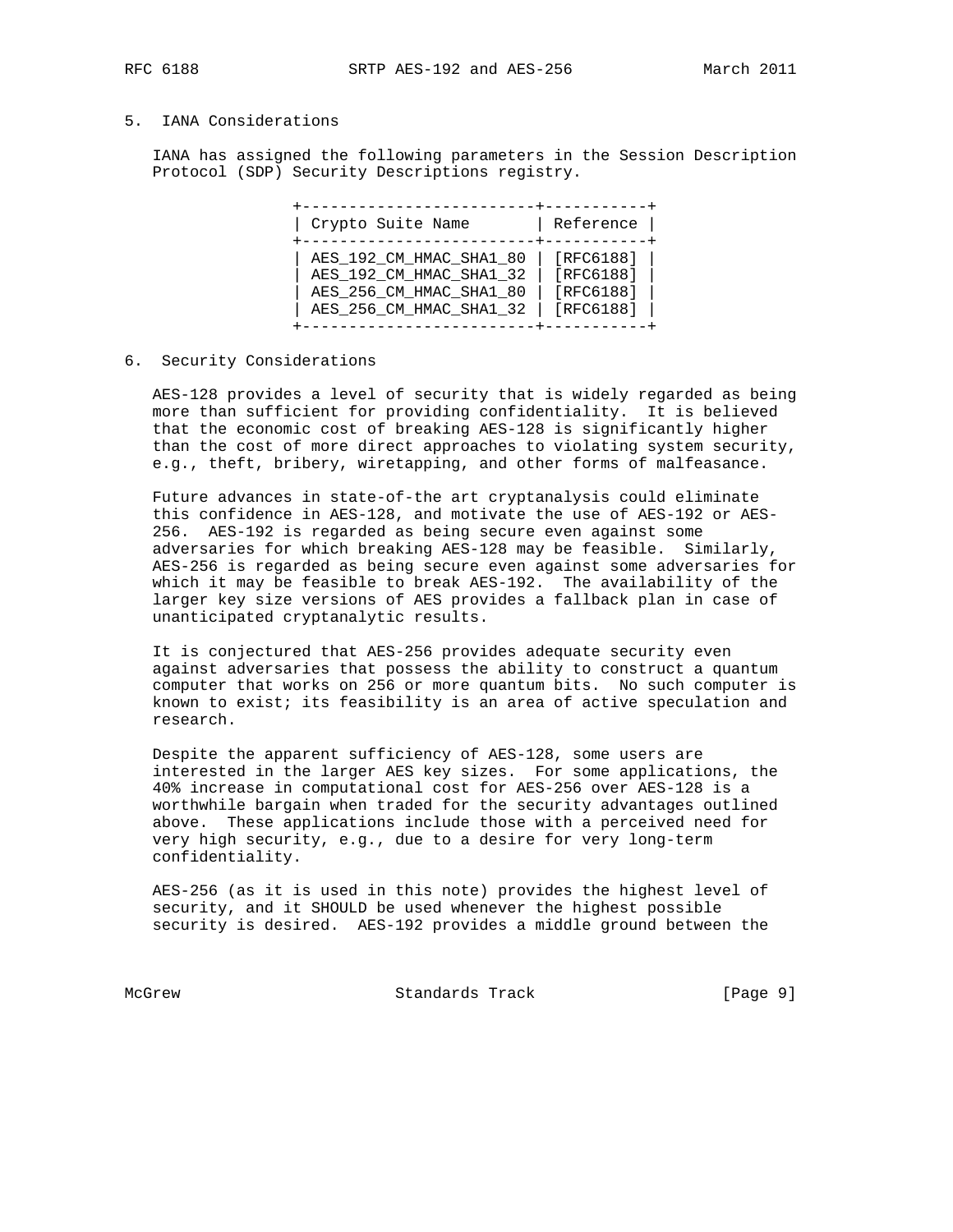## 5. IANA Considerations

IANA has assigned the following parameters in the Session Description Protocol (SDP) Security Descriptions registry.

| Crypto Suite Name | Reference |
|---|---|
| AES_192_CM_HMAC_SHA1_80 | [RFC6188] |
| AES_192_CM_HMAC_SHA1_32 | [RFC6188] |
| AES_256_CM_HMAC_SHA1_80 | [RFC6188] |
| AES_256_CM_HMAC_SHA1_32 | [RFC6188] |

## 6. Security Considerations

AES-128 provides a level of security that is widely regarded as being more than sufficient for providing confidentiality. It is believed that the economic cost of breaking AES-128 is significantly higher than the cost of more direct approaches to violating system security, e.g., theft, bribery, wiretapping, and other forms of malfeasance.

Future advances in state-of-the art cryptanalysis could eliminate this confidence in AES-128, and motivate the use of AES-192 or AES-256. AES-192 is regarded as being secure even against some adversaries for which breaking AES-128 may be feasible. Similarly, AES-256 is regarded as being secure even against some adversaries for which it may be feasible to break AES-192. The availability of the larger key size versions of AES provides a fallback plan in case of unanticipated cryptanalytic results.

It is conjectured that AES-256 provides adequate security even against adversaries that possess the ability to construct a quantum computer that works on 256 or more quantum bits. No such computer is known to exist; its feasibility is an area of active speculation and research.

Despite the apparent sufficiency of AES-128, some users are interested in the larger AES key sizes. For some applications, the 40% increase in computational cost for AES-256 over AES-128 is a worthwhile bargain when traded for the security advantages outlined above. These applications include those with a perceived need for very high security, e.g., due to a desire for very long-term confidentiality.

AES-256 (as it is used in this note) provides the highest level of security, and it SHOULD be used whenever the highest possible security is desired. AES-192 provides a middle ground between the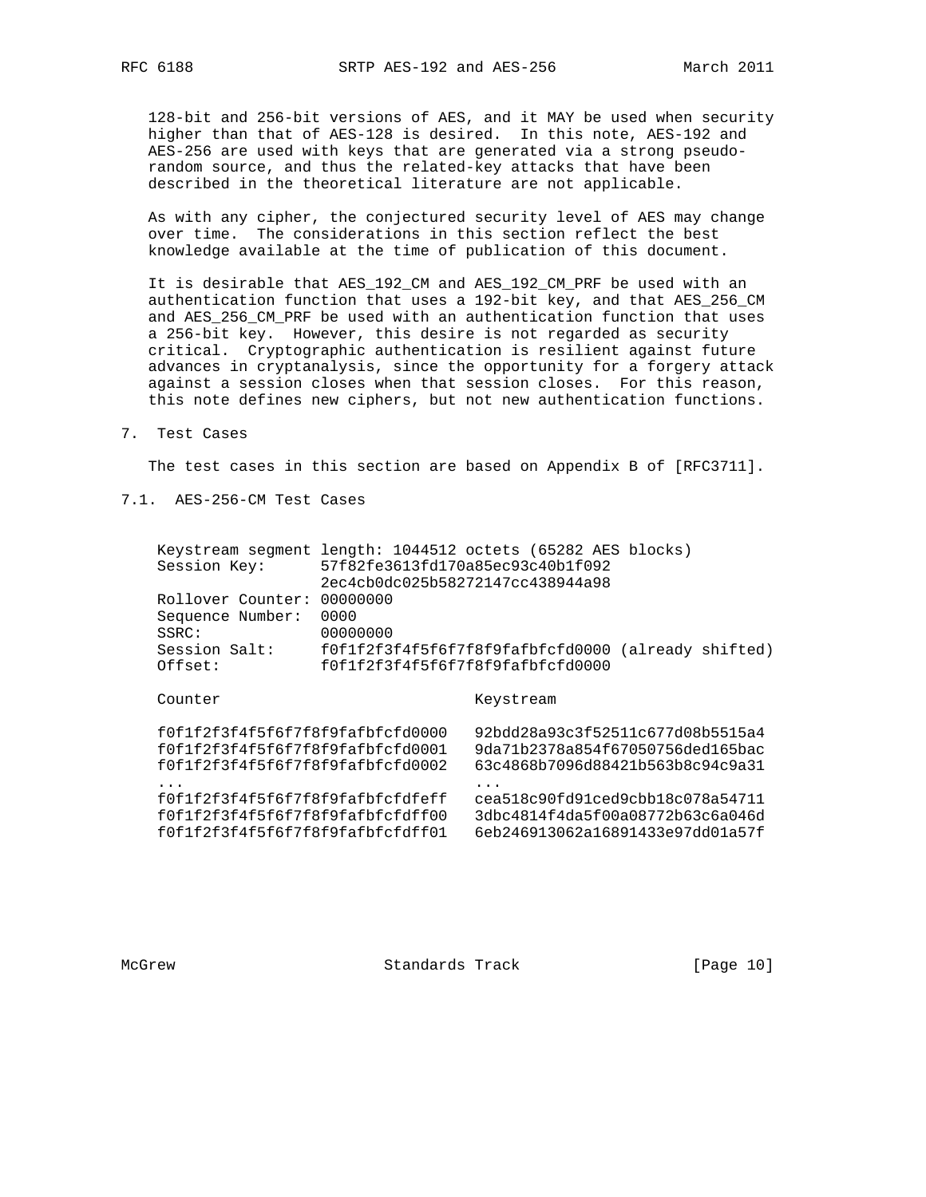128-bit and 256-bit versions of AES, and it MAY be used when security higher than that of AES-128 is desired. In this note, AES-192 and AES-256 are used with keys that are generated via a strong pseudo-random source, and thus the related-key attacks that have been described in the theoretical literature are not applicable.

As with any cipher, the conjectured security level of AES may change over time. The considerations in this section reflect the best knowledge available at the time of publication of this document.

It is desirable that AES_192_CM and AES_192_CM_PRF be used with an authentication function that uses a 192-bit key, and that AES_256_CM and AES_256_CM_PRF be used with an authentication function that uses a 256-bit key. However, this desire is not regarded as security critical. Cryptographic authentication is resilient against future advances in cryptanalysis, since the opportunity for a forgery attack against a session closes when that session closes. For this reason, this note defines new ciphers, but not new authentication functions.

## 7. Test Cases

The test cases in this section are based on Appendix B of [RFC3711].

### 7.1. AES-256-CM Test Cases

```
Keystream segment length: 1044512 octets (65282 AES blocks)
Session Key:      57f82fe3613fd170a85ec93c40b1f092
                  2ec4cb0dc025b58272147cc438944a98
Rollover Counter: 00000000
Sequence Number:  0000
SSRC:             00000000
Session Salt:     f0f1f2f3f4f5f6f7f8f9fafbfcfd0000 (already shifted)
Offset:           f0f1f2f3f4f5f6f7f8f9fafbfcfd0000

Counter                            Keystream

f0f1f2f3f4f5f6f7f8f9fafbfcfd0000   92bdd28a93c3f52511c677d08b5515a4
f0f1f2f3f4f5f6f7f8f9fafbfcfd0001   9da71b2378a854f67050756ded165bac
f0f1f2f3f4f5f6f7f8f9fafbfcfd0002   63c4868b7096d88421b563b8c94c9a31
...                                ...
f0f1f2f3f4f5f6f7f8f9fafbfcfdfeff   cea518c90fd91ced9cbb18c078a54711
f0f1f2f3f4f5f6f7f8f9fafbfcfdff00   3dbc4814f4da5f00a08772b63c6a046d
f0f1f2f3f4f5f6f7f8f9fafbfcfdff01   6eb246913062a16891433e97dd01a57f
```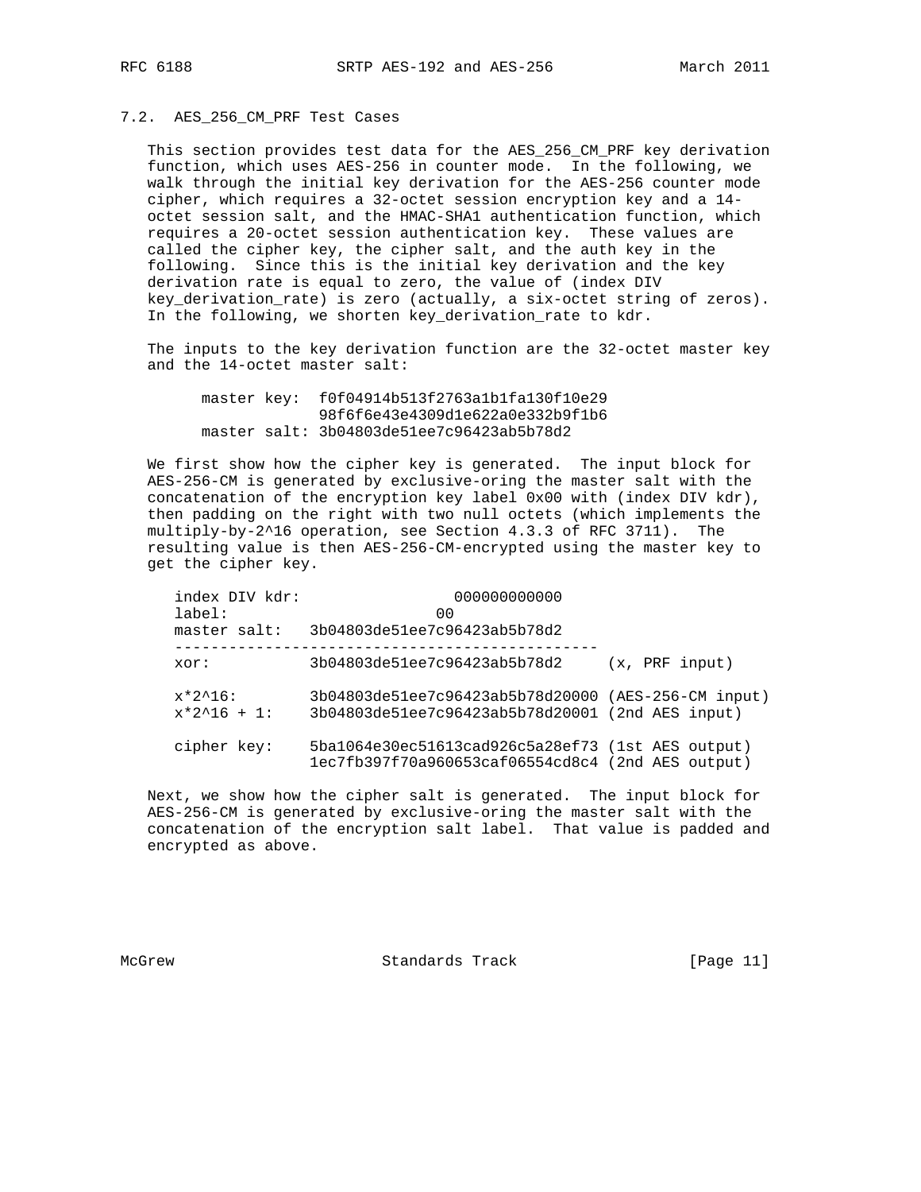## 7.2. AES_256_CM_PRF Test Cases

This section provides test data for the AES_256_CM_PRF key derivation function, which uses AES-256 in counter mode. In the following, we walk through the initial key derivation for the AES-256 counter mode cipher, which requires a 32-octet session encryption key and a 14-octet session salt, and the HMAC-SHA1 authentication function, which requires a 20-octet session authentication key. These values are called the cipher key, the cipher salt, and the auth key in the following. Since this is the initial key derivation and the key derivation rate is equal to zero, the value of (index DIV key_derivation_rate) is zero (actually, a six-octet string of zeros). In the following, we shorten key_derivation_rate to kdr.

The inputs to the key derivation function are the 32-octet master key and the 14-octet master salt:

```
   master key:  f0f04914b513f2763a1b1fa130f10e29
                98f6f6e43e4309d1e622a0e332b9f1b6
   master salt: 3b04803de51ee7c96423ab5b78d2
```

We first show how the cipher key is generated. The input block for AES-256-CM is generated by exclusive-oring the master salt with the concatenation of the encryption key label 0x00 with (index DIV kdr), then padding on the right with two null octets (which implements the multiply-by-2^16 operation, see Section 4.3.3 of RFC 3711). The resulting value is then AES-256-CM-encrypted using the master key to get the cipher key.

```
index DIV kdr:                 000000000000
label:                       00
master salt:   3b04803de51ee7c96423ab5b78d2
-----------------------------------------------
xor:           3b04803de51ee7c96423ab5b78d2     (x, PRF input)

x*2^16:        3b04803de51ee7c96423ab5b78d20000 (AES-256-CM input)
x*2^16 + 1:    3b04803de51ee7c96423ab5b78d20001 (2nd AES input)

cipher key:    5ba1064e30ec51613cad926c5a28ef73 (1st AES output)
               1ec7fb397f70a960653caf06554cd8c4 (2nd AES output)
```

Next, we show how the cipher salt is generated. The input block for AES-256-CM is generated by exclusive-oring the master salt with the concatenation of the encryption salt label. That value is padded and encrypted as above.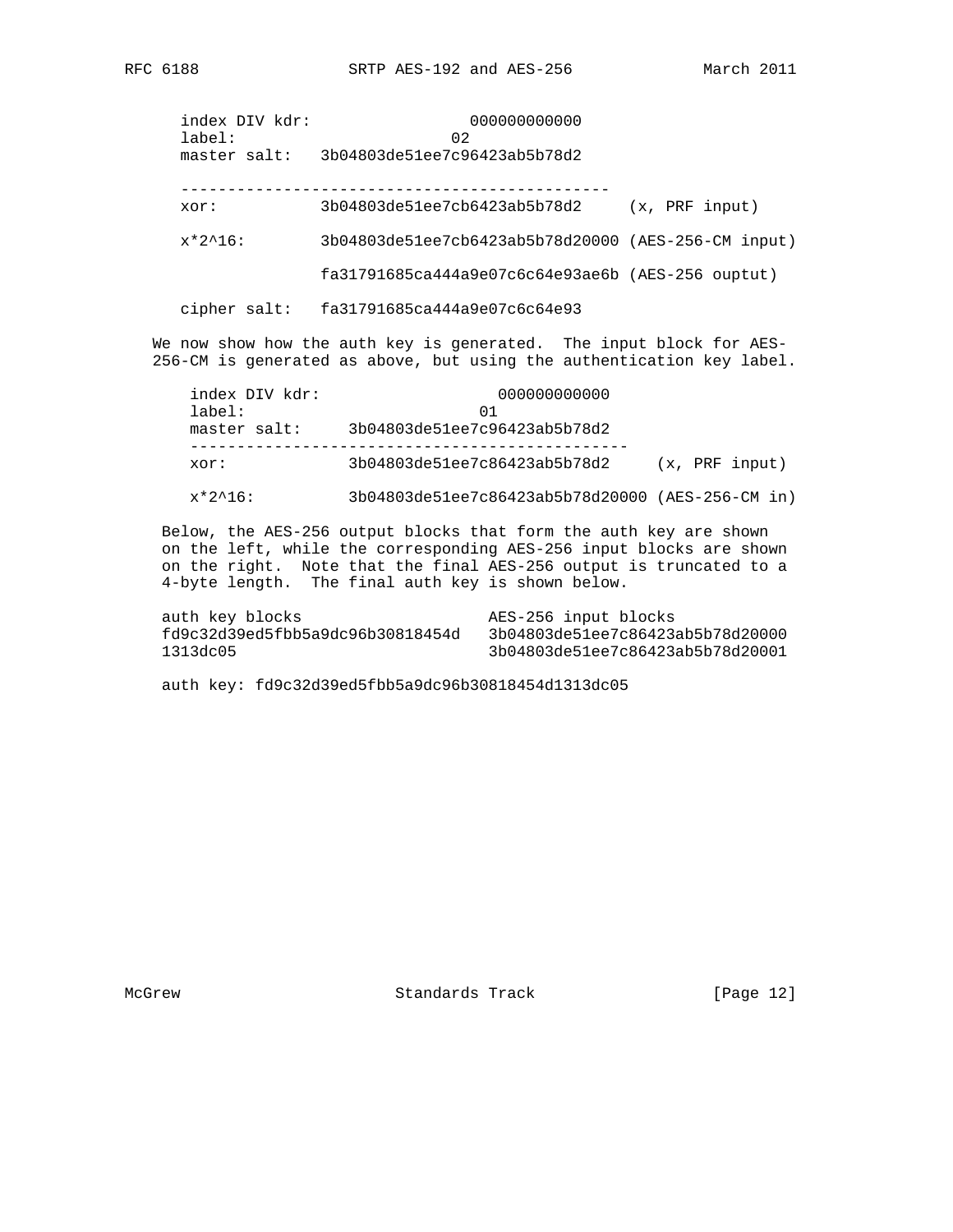```
index DIV kdr:                 000000000000
label:                       02
master salt:   3b04803de51ee7c96423ab5b78d2

---------------------------------------------
xor:           3b04803de51ee7cb6423ab5b78d2     (x, PRF input)

x*2^16:        3b04803de51ee7cb6423ab5b78d20000 (AES-256-CM input)

               fa31791685ca444a9e07c6c64e93ae6b (AES-256 ouptut)

cipher salt:   fa31791685ca444a9e07c6c64e93
```

We now show how the auth key is generated. The input block for AES-256-CM is generated as above, but using the authentication key label.

```
index DIV kdr:                   000000000000
label:                         01
master salt:     3b04803de51ee7c96423ab5b78d2
-----------------------------------------------
xor:             3b04803de51ee7c86423ab5b78d2     (x, PRF input)

x*2^16:          3b04803de51ee7c86423ab5b78d20000 (AES-256-CM in)
```

Below, the AES-256 output blocks that form the auth key are shown on the left, while the corresponding AES-256 input blocks are shown on the right. Note that the final AES-256 output is truncated to a 4-byte length. The final auth key is shown below.

```
auth key blocks                   AES-256 input blocks
fd9c32d39ed5fbb5a9dc96b30818454d  3b04803de51ee7c86423ab5b78d20000
1313dc05                          3b04803de51ee7c86423ab5b78d20001

auth key: fd9c32d39ed5fbb5a9dc96b30818454d1313dc05
```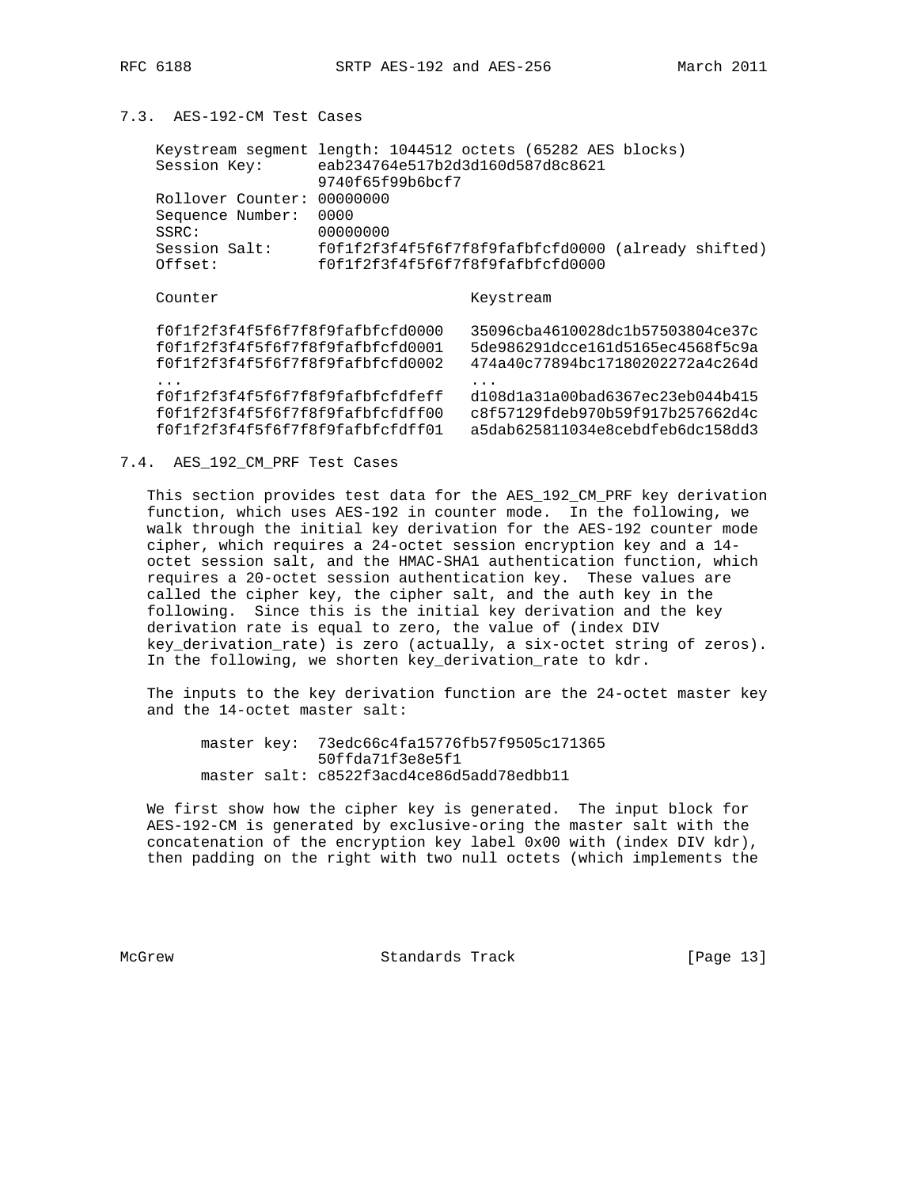## 7.3. AES-192-CM Test Cases

```
Keystream segment length: 1044512 octets (65282 AES blocks)
Session Key:      eab234764e517b2d3d160d587d8c8621
                  9740f65f99b6bcf7
Rollover Counter: 00000000
Sequence Number:  0000
SSRC:             00000000
Session Salt:     f0f1f2f3f4f5f6f7f8f9fafbfcfd0000 (already shifted)
Offset:           f0f1f2f3f4f5f6f7f8f9fafbfcfd0000

Counter                             Keystream

f0f1f2f3f4f5f6f7f8f9fafbfcfd0000    35096cba4610028dc1b57503804ce37c
f0f1f2f3f4f5f6f7f8f9fafbfcfd0001    5de986291dcce161d5165ec4568f5c9a
f0f1f2f3f4f5f6f7f8f9fafbfcfd0002    474a40c77894bc17180202272a4c264d
...                                 ...
f0f1f2f3f4f5f6f7f8f9fafbfcfdfeff    d108d1a31a00bad6367ec23eb044b415
f0f1f2f3f4f5f6f7f8f9fafbfcfdff00    c8f57129fdeb970b59f917b257662d4c
f0f1f2f3f4f5f6f7f8f9fafbfcfdff01    a5dab625811034e8cebdfeb6dc158dd3
```

## 7.4. AES_192_CM_PRF Test Cases

This section provides test data for the AES_192_CM_PRF key derivation function, which uses AES-192 in counter mode. In the following, we walk through the initial key derivation for the AES-192 counter mode cipher, which requires a 24-octet session encryption key and a 14-octet session salt, and the HMAC-SHA1 authentication function, which requires a 20-octet session authentication key. These values are called the cipher key, the cipher salt, and the auth key in the following. Since this is the initial key derivation and the key derivation rate is equal to zero, the value of (index DIV key_derivation_rate) is zero (actually, a six-octet string of zeros). In the following, we shorten key_derivation_rate to kdr.

The inputs to the key derivation function are the 24-octet master key and the 14-octet master salt:

```
master key:  73edc66c4fa15776fb57f9505c171365
             50ffda71f3e8e5f1
master salt: c8522f3acd4ce86d5add78edbb11
```

We first show how the cipher key is generated. The input block for AES-192-CM is generated by exclusive-oring the master salt with the concatenation of the encryption key label 0x00 with (index DIV kdr), then padding on the right with two null octets (which implements the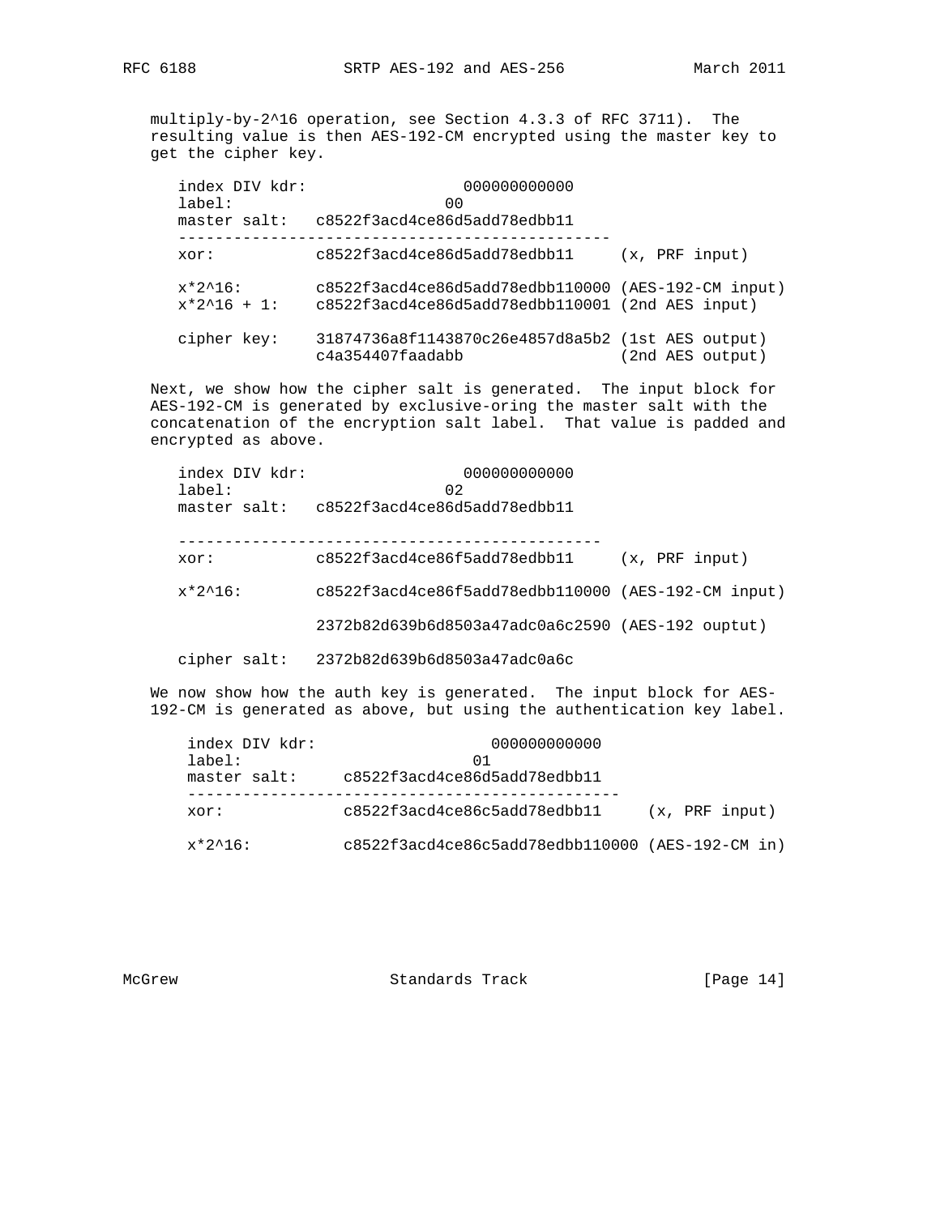multiply-by-2^16 operation, see Section 4.3.3 of RFC 3711). The resulting value is then AES-192-CM encrypted using the master key to get the cipher key.

```
   index DIV kdr:                 000000000000
   label:                       00
   master salt:   c8522f3acd4ce86d5add78edbb11
   -----------------------------------------------
   xor:           c8522f3acd4ce86d5add78edbb11     (x, PRF input)

   x*2^16:        c8522f3acd4ce86d5add78edbb110000 (AES-192-CM input)
   x*2^16 + 1:    c8522f3acd4ce86d5add78edbb110001 (2nd AES input)

   cipher key:    31874736a8f1143870c26e4857d8a5b2 (1st AES output)
                  c4a354407faadabb                 (2nd AES output)
```

Next, we show how the cipher salt is generated. The input block for AES-192-CM is generated by exclusive-oring the master salt with the concatenation of the encryption salt label. That value is padded and encrypted as above.

```
   index DIV kdr:                 000000000000
   label:                       02
   master salt:   c8522f3acd4ce86d5add78edbb11

   ----------------------------------------------
   xor:           c8522f3acd4ce86f5add78edbb11     (x, PRF input)

   x*2^16:        c8522f3acd4ce86f5add78edbb110000 (AES-192-CM input)

                  2372b82d639b6d8503a47adc0a6c2590 (AES-192 ouptut)

   cipher salt:   2372b82d639b6d8503a47adc0a6c
```

We now show how the auth key is generated. The input block for AES-192-CM is generated as above, but using the authentication key label.

```
    index DIV kdr:                   000000000000
    label:                         01
    master salt:    c8522f3acd4ce86d5add78edbb11
    -----------------------------------------------
    xor:            c8522f3acd4ce86c5add78edbb11     (x, PRF input)

    x*2^16:         c8522f3acd4ce86c5add78edbb110000 (AES-192-CM in)
```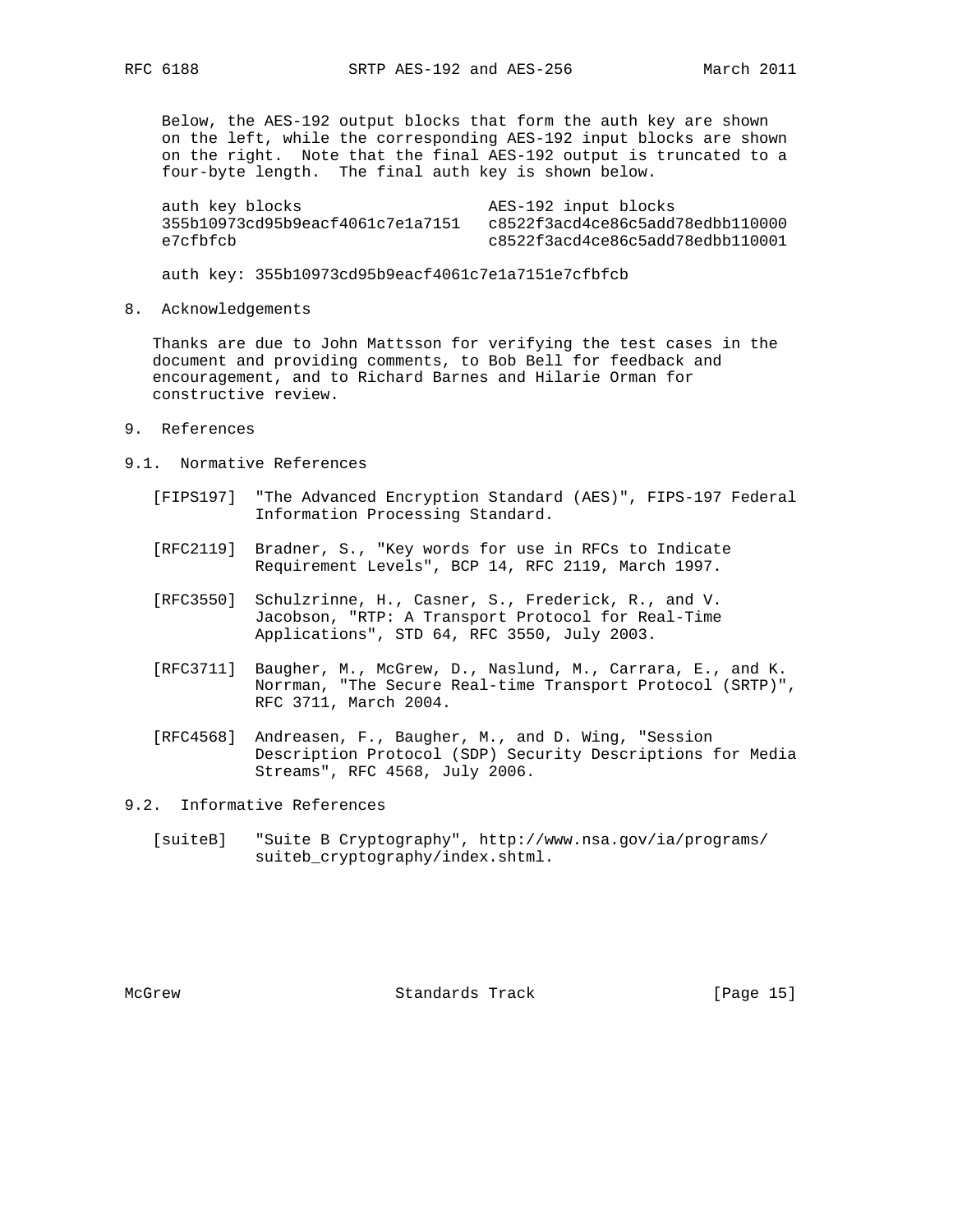Below, the AES-192 output blocks that form the auth key are shown on the left, while the corresponding AES-192 input blocks are shown on the right. Note that the final AES-192 output is truncated to a four-byte length. The final auth key is shown below.

```
auth key blocks                   AES-192 input blocks
355b10973cd95b9eacf4061c7e1a7151  c8522f3acd4ce86c5add78edbb110000
e7cfbfcb                          c8522f3acd4ce86c5add78edbb110001
```

auth key: 355b10973cd95b9eacf4061c7e1a7151e7cfbfcb

## 8. Acknowledgements

Thanks are due to John Mattsson for verifying the test cases in the document and providing comments, to Bob Bell for feedback and encouragement, and to Richard Barnes and Hilarie Orman for constructive review.

## 9. References

### 9.1. Normative References

[FIPS197] "The Advanced Encryption Standard (AES)", FIPS-197 Federal Information Processing Standard.

[RFC2119] Bradner, S., "Key words for use in RFCs to Indicate Requirement Levels", BCP 14, RFC 2119, March 1997.

[RFC3550] Schulzrinne, H., Casner, S., Frederick, R., and V. Jacobson, "RTP: A Transport Protocol for Real-Time Applications", STD 64, RFC 3550, July 2003.

[RFC3711] Baugher, M., McGrew, D., Naslund, M., Carrara, E., and K. Norrman, "The Secure Real-time Transport Protocol (SRTP)", RFC 3711, March 2004.

[RFC4568] Andreasen, F., Baugher, M., and D. Wing, "Session Description Protocol (SDP) Security Descriptions for Media Streams", RFC 4568, July 2006.

### 9.2. Informative References

[suiteB] "Suite B Cryptography", http://www.nsa.gov/ia/programs/suiteb_cryptography/index.shtml.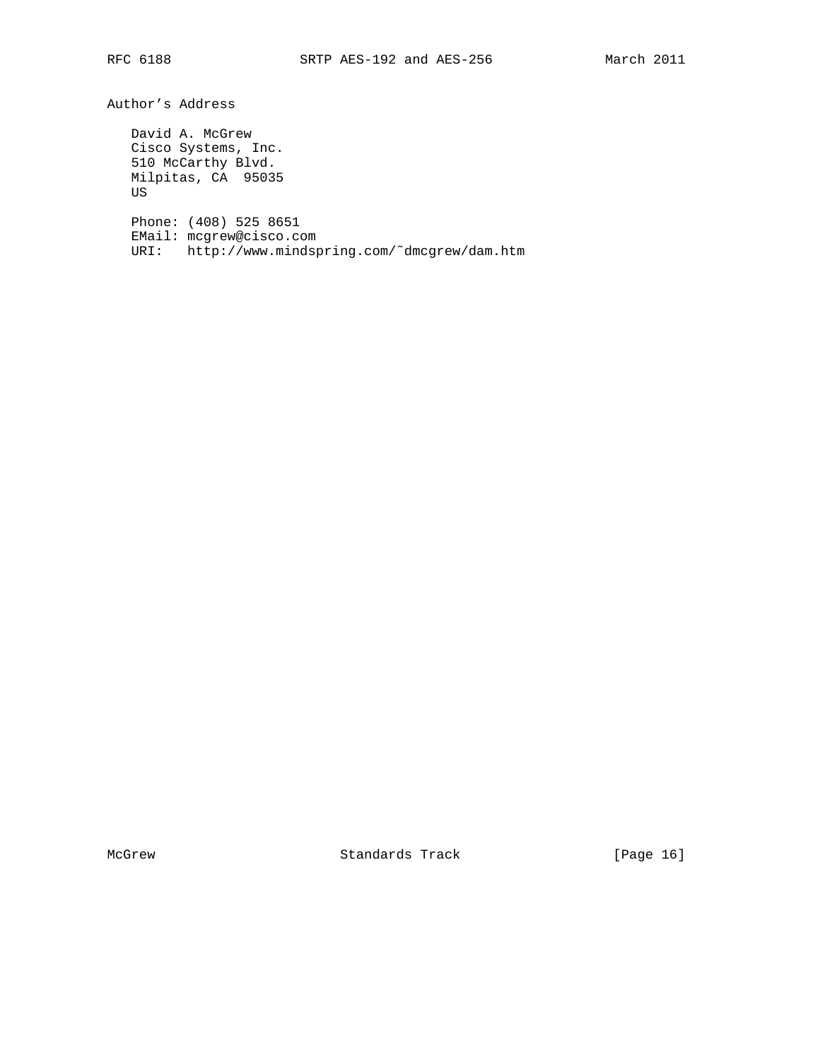# Author's Address

David A. McGrew
Cisco Systems, Inc.
510 McCarthy Blvd.
Milpitas, CA 95035
US

Phone: (408) 525 8651
EMail: mcgrew@cisco.com
URI: http://www.mindspring.com/~dmcgrew/dam.htm